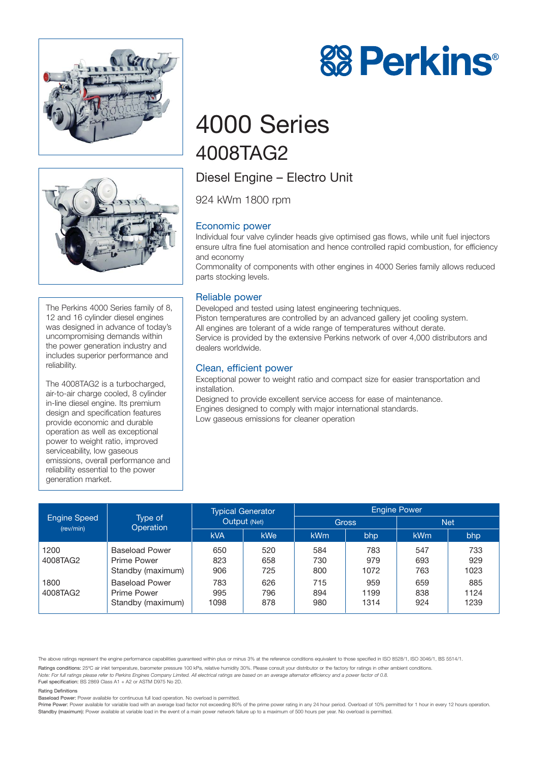# Perkins®

# 4000 Series

## 4008TAG2

### Diesel Engine – Electro Unit

924 kWm 1800 rpm

The Perkins 4000 Series family of 8, 12 and 16 cylinder diesel engines was designed in advance of today's uncompromising demands within the power generation industry and includes superior performance and reliability.

The 4008TAG2 is a turbocharged, air-to-air charge cooled, 8 cylinder in-line diesel engine. Its premium design and specification features provide economic and durable operation as well as exceptional power to weight ratio, improved serviceability, low gaseous emissions, overall performance and reliability essential to the power generation market.

### Economic power

Individual four valve cylinder heads give optimised gas flows, while unit fuel injectors ensure ultra fine fuel atomisation and hence controlled rapid combustion, for efficiency and economy

Commonality of components with other engines in 4000 Series family allows reduced parts stocking levels.

### Reliable power

Developed and tested using latest engineering techniques.

Piston temperatures are controlled by an advanced gallery jet cooling system.

All engines are tolerant of a wide range of temperatures without derate.

Service is provided by the extensive Perkins network of over 4,000 distributors and dealers worldwide.

### Clean, efficient power

Exceptional power to weight ratio and compact size for easier transportation and installation.

Designed to provide excellent service access for ease of maintenance.

Engines designed to comply with major international standards.

Low gaseous emissions for cleaner operation

| Engine Speed (rev/min) | Type of Operation | Typical Generator Output (Net) | | Engine Power | | | |
|---|---|---|---|---|---|---|---|
| | | | | Gross | | Net | |
| | | kVA | kWe | kWm | bhp | kWm | bhp |
| 1200 4008TAG2 | Baseload Power | 650 | 520 | 584 | 783 | 547 | 733 |
| | Prime Power | 823 | 658 | 730 | 979 | 693 | 929 |
| | Standby (maximum) | 906 | 725 | 800 | 1072 | 763 | 1023 |
| 1800 4008TAG2 | Baseload Power | 783 | 626 | 715 | 959 | 659 | 885 |
| | Prime Power | 995 | 796 | 894 | 1199 | 838 | 1124 |
| | Standby (maximum) | 1098 | 878 | 980 | 1314 | 924 | 1239 |

The above ratings represent the engine performance capabilities guaranteed within plus or minus 3% at the reference conditions equivalent to those specified in ISO 8528/1, ISO 3046/1, BS 5514/1.

**Ratings conditions:** 25°C air inlet temperature, barometer pressure 100 kPa, relative humidity 30%. Please consult your distributor or the factory for ratings in other ambient conditions.

*Note: For full ratings please refer to Perkins Engines Company Limited. All electrical ratings are based on an average alternator efficiency and a power factor of 0.8.*

**Fuel specification:** BS 2869 Class A1 + A2 or ASTM D975 No 2D.

Rating Definitions

**Baseload Power:** Power available for continuous full load operation. No overload is permitted.

**Prime Power:** Power available for variable load with an average load factor not exceeding 80% of the prime power rating in any 24 hour period. Overload of 10% permitted for 1 hour in every 12 hours operation.

**Standby (maximum):** Power available at variable load in the event of a main power network failure up to a maximum of 500 hours per year. No overload is permitted.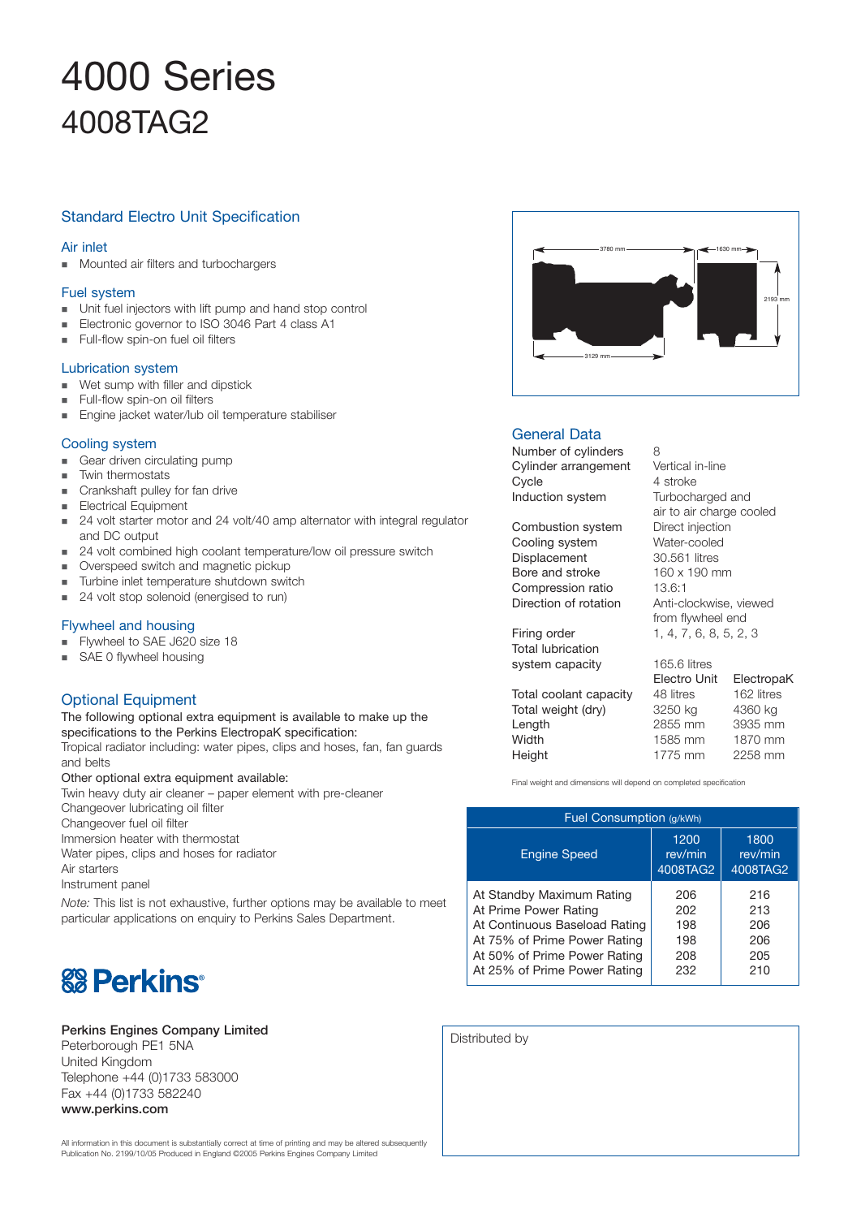# 4000 Series

## 4008TAG2

### Standard Electro Unit Specification

#### Air inlet

- Mounted air filters and turbochargers

#### Fuel system

- Unit fuel injectors with lift pump and hand stop control
- Electronic governor to ISO 3046 Part 4 class A1
- Full-flow spin-on fuel oil filters

#### Lubrication system

- Wet sump with filler and dipstick
- Full-flow spin-on oil filters
- Engine jacket water/lub oil temperature stabiliser

#### Cooling system

- Gear driven circulating pump
- Twin thermostats
- Crankshaft pulley for fan drive
- Electrical Equipment
- 24 volt starter motor and 24 volt/40 amp alternator with integral regulator and DC output
- 24 volt combined high coolant temperature/low oil pressure switch
- Overspeed switch and magnetic pickup
- Turbine inlet temperature shutdown switch
- 24 volt stop solenoid (energised to run)

#### Flywheel and housing

- Flywheel to SAE J620 size 18
- SAE 0 flywheel housing

### Optional Equipment

The following optional extra equipment is available to make up the specifications to the Perkins ElectropaK specification:

Tropical radiator including: water pipes, clips and hoses, fan, fan guards and belts

Other optional extra equipment available:

Twin heavy duty air cleaner – paper element with pre-cleaner
Changeover lubricating oil filter
Changeover fuel oil filter
Immersion heater with thermostat
Water pipes, clips and hoses for radiator
Air starters
Instrument panel

*Note:* This list is not exhaustive, further options may be available to meet particular applications on enquiry to Perkins Sales Department.

3780 mm
1630 mm
2193 mm
3129 mm

### General Data

| | | |
|---|---|---|
| Number of cylinders | 8 | |
| Cylinder arrangement | Vertical in-line | |
| Cycle | 4 stroke | |
| Induction system | Turbocharged and air to air charge cooled | |
| Combustion system | Direct injection | |
| Cooling system | Water-cooled | |
| Displacement | 30.561 litres | |
| Bore and stroke | 160 x 190 mm | |
| Compression ratio | 13.6:1 | |
| Direction of rotation | Anti-clockwise, viewed from flywheel end | |
| Firing order | 1, 4, 7, 6, 8, 5, 2, 3 | |
| Total lubrication system capacity | 165.6 litres | |
| | Electro Unit | ElectropaK |
| Total coolant capacity | 48 litres | 162 litres |
| Total weight (dry) | 3250 kg | 4360 kg |
| Length | 2855 mm | 3935 mm |
| Width | 1585 mm | 1870 mm |
| Height | 1775 mm | 2258 mm |

Final weight and dimensions will depend on completed specification

| Fuel Consumption (g/kWh) | | |
|---|---|---|
| Engine Speed | 1200 rev/min 4008TAG2 | 1800 rev/min 4008TAG2 |
| At Standby Maximum Rating | 206 | 216 |
| At Prime Power Rating | 202 | 213 |
| At Continuous Baseload Rating | 198 | 206 |
| At 75% of Prime Power Rating | 198 | 206 |
| At 50% of Prime Power Rating | 208 | 205 |
| At 25% of Prime Power Rating | 232 | 210 |

Perkins

**Perkins Engines Company Limited**
Peterborough PE1 5NA
United Kingdom
Telephone +44 (0)1733 583000
Fax +44 (0)1733 582240
**www.perkins.com**

Distributed by

All information in this document is substantially correct at time of printing and may be altered subsequently
Publication No. 2199/10/05 Produced in England ©2005 Perkins Engines Company Limited